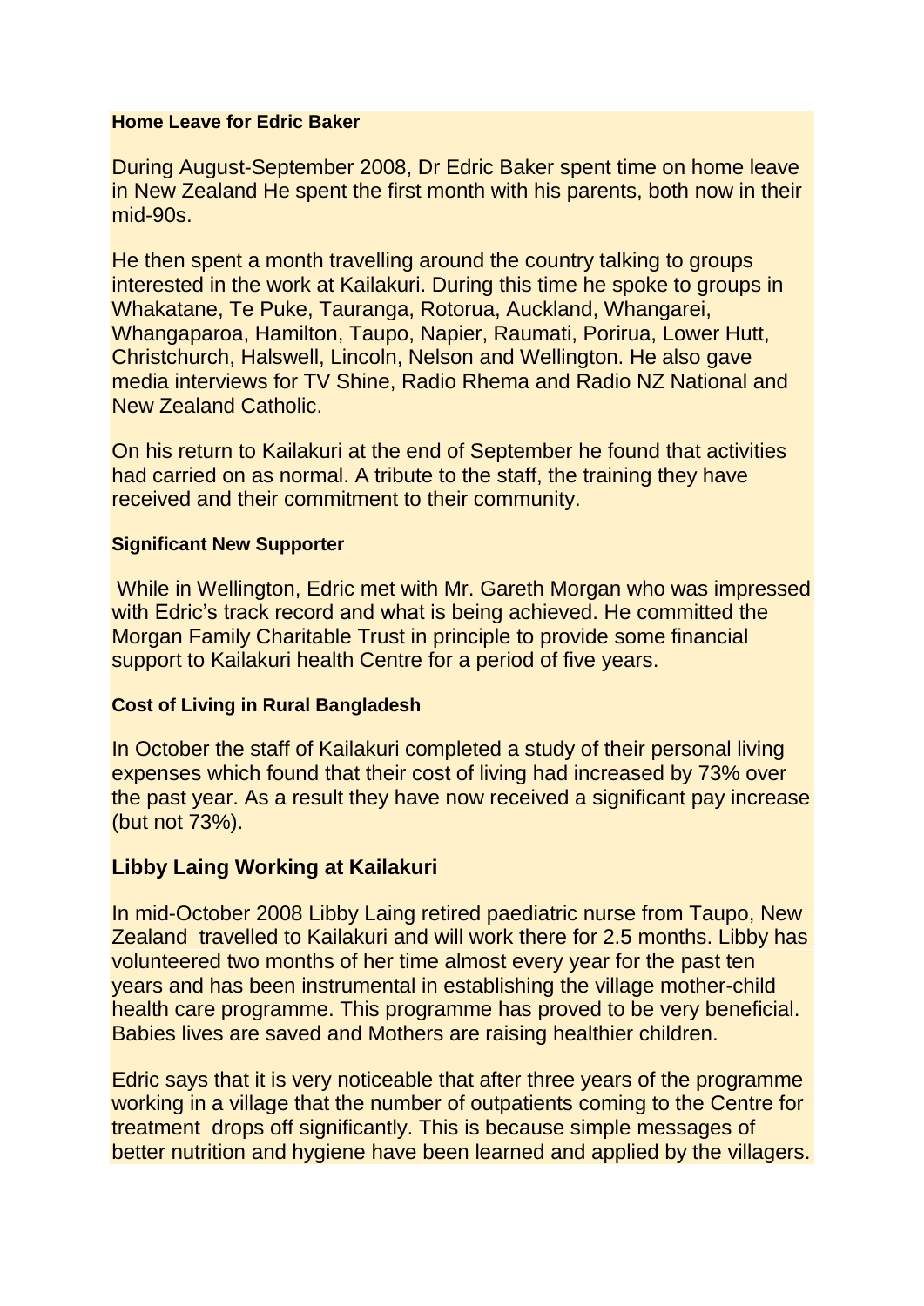### Home Leave for Edric Baker

During August-September 2008, Dr Edric Baker spent time on home leave in New Zealand He spent the first month with his parents, both now in their mid-90s.

He then spent a month travelling around the country talking to groups interested in the work at Kailakuri. During this time he spoke to groups in Whakatane, Te Puke, Tauranga, Rotorua, Auckland, Whangarei, Whangaparoa, Hamilton, Taupo, Napier, Raumati, Porirua, Lower Hutt, Christchurch, Halswell, Lincoln, Nelson and Wellington. He also gave media interviews for TV Shine, Radio Rhema and Radio NZ National and New Zealand Catholic.

On his return to Kailakuri at the end of September he found that activities had carried on as normal. A tribute to the staff, the training they have received and their commitment to their community.

### Significant New Supporter

While in Wellington, Edric met with Mr. Gareth Morgan who was impressed with Edric's track record and what is being achieved. He committed the Morgan Family Charitable Trust in principle to provide some financial support to Kailakuri health Centre for a period of five years.

### Cost of Living in Rural Bangladesh

In October the staff of Kailakuri completed a study of their personal living expenses which found that their cost of living had increased by 73% over the past year. As a result they have now received a significant pay increase (but not 73%).

## Libby Laing Working at Kailakuri

In mid-October 2008 Libby Laing retired paediatric nurse from Taupo, New Zealand travelled to Kailakuri and will work there for 2.5 months. Libby has volunteered two months of her time almost every year for the past ten years and has been instrumental in establishing the village mother-child health care programme. This programme has proved to be very beneficial. Babies lives are saved and Mothers are raising healthier children.

Edric says that it is very noticeable that after three years of the programme working in a village that the number of outpatients coming to the Centre for treatment drops off significantly. This is because simple messages of better nutrition and hygiene have been learned and applied by the villagers.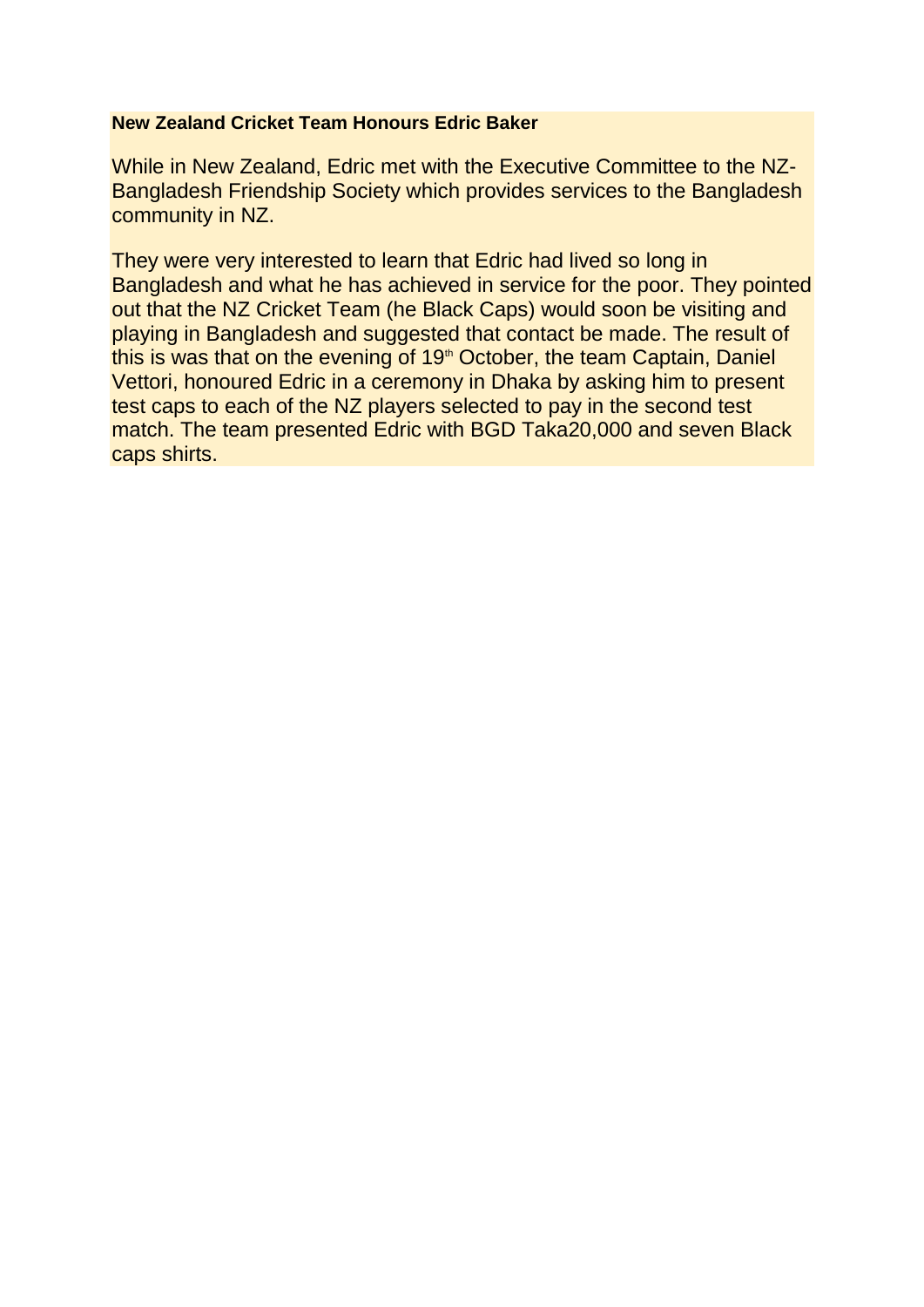**New Zealand Cricket Team Honours Edric Baker**

While in New Zealand, Edric met with the Executive Committee to the NZ-Bangladesh Friendship Society which provides services to the Bangladesh community in NZ.

They were very interested to learn that Edric had lived so long in Bangladesh and what he has achieved in service for the poor. They pointed out that the NZ Cricket Team (he Black Caps) would soon be visiting and playing in Bangladesh and suggested that contact be made. The result of this is was that on the evening of 19th October, the team Captain, Daniel Vettori, honoured Edric in a ceremony in Dhaka by asking him to present test caps to each of the NZ players selected to pay in the second test match. The team presented Edric with BGD Taka20,000 and seven Black caps shirts.